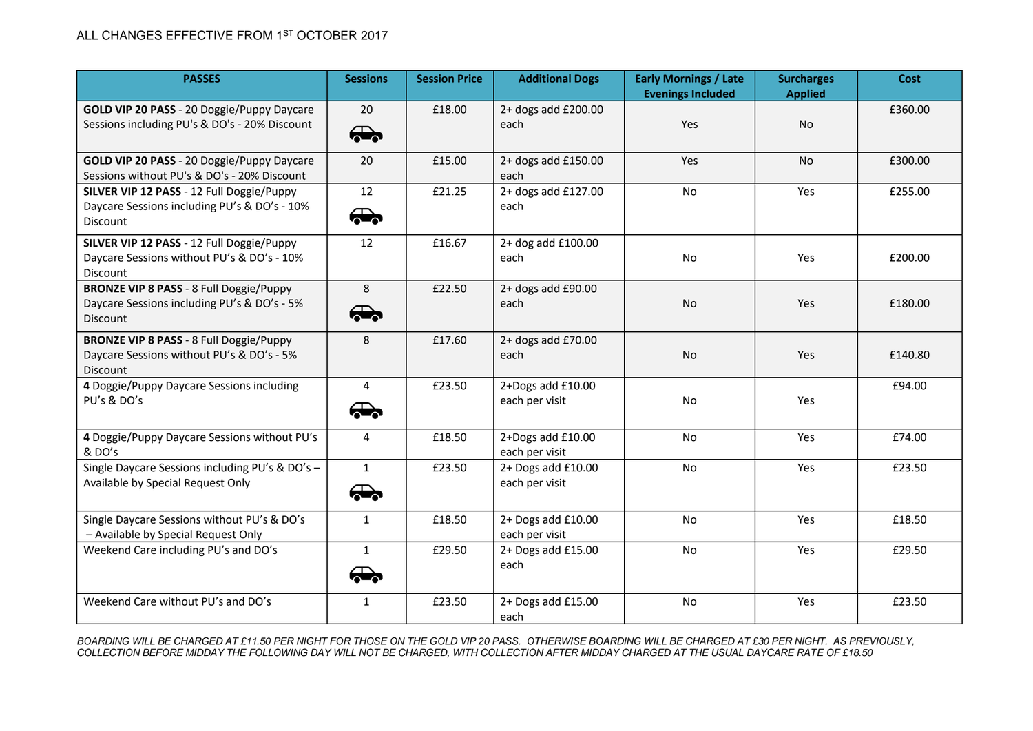ALL CHANGES EFFECTIVE FROM 1ST OCTOBER 2017

| PASSES | Sessions | Session Price | Additional Dogs | Early Mornings / Late Evenings Included | Surcharges Applied | Cost |
|---|---|---|---|---|---|---|
| **GOLD VIP 20 PASS** - 20 Doggie/Puppy Daycare Sessions including PU's & DO's - 20% Discount | 20 | £18.00 | 2+ dogs add £200.00 each | Yes | No | £360.00 |
| **GOLD VIP 20 PASS** - 20 Doggie/Puppy Daycare Sessions without PU's & DO's - 20% Discount | 20 | £15.00 | 2+ dogs add £150.00 each | Yes | No | £300.00 |
| **SILVER VIP 12 PASS** - 12 Full Doggie/Puppy Daycare Sessions including PU's & DO's - 10% Discount | 12 | £21.25 | 2+ dogs add £127.00 each | No | Yes | £255.00 |
| **SILVER VIP 12 PASS** - 12 Full Doggie/Puppy Daycare Sessions without PU's & DO's - 10% Discount | 12 | £16.67 | 2+ dog add £100.00 each | No | Yes | £200.00 |
| **BRONZE VIP 8 PASS** - 8 Full Doggie/Puppy Daycare Sessions including PU's & DO's - 5% Discount | 8 | £22.50 | 2+ dogs add £90.00 each | No | Yes | £180.00 |
| **BRONZE VIP 8 PASS** - 8 Full Doggie/Puppy Daycare Sessions without PU's & DO's - 5% Discount | 8 | £17.60 | 2+ dogs add £70.00 each | No | Yes | £140.80 |
| **4** Doggie/Puppy Daycare Sessions including PU's & DO's | 4 | £23.50 | 2+Dogs add £10.00 each per visit | No | Yes | £94.00 |
| **4** Doggie/Puppy Daycare Sessions without PU's & DO's | 4 | £18.50 | 2+Dogs add £10.00 each per visit | No | Yes | £74.00 |
| Single Daycare Sessions including PU's & DO's – Available by Special Request Only | 1 | £23.50 | 2+ Dogs add £10.00 each per visit | No | Yes | £23.50 |
| Single Daycare Sessions without PU's & DO's – Available by Special Request Only | 1 | £18.50 | 2+ Dogs add £10.00 each per visit | No | Yes | £18.50 |
| Weekend Care including PU's and DO's | 1 | £29.50 | 2+ Dogs add £15.00 each | No | Yes | £29.50 |
| Weekend Care without PU's and DO's | 1 | £23.50 | 2+ Dogs add £15.00 each | No | Yes | £23.50 |

*BOARDING WILL BE CHARGED AT £11.50 PER NIGHT FOR THOSE ON THE GOLD VIP 20 PASS. OTHERWISE BOARDING WILL BE CHARGED AT £30 PER NIGHT. AS PREVIOUSLY, COLLECTION BEFORE MIDDAY THE FOLLOWING DAY WILL NOT BE CHARGED, WITH COLLECTION AFTER MIDDAY CHARGED AT THE USUAL DAYCARE RATE OF £18.50*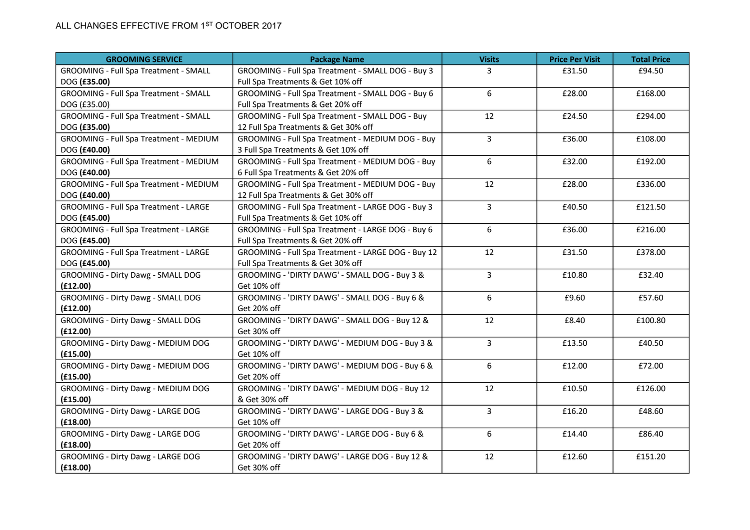ALL CHANGES EFFECTIVE FROM 1ST OCTOBER 2017

| GROOMING SERVICE | Package Name | Visits | Price Per Visit | Total Price |
|---|---|---|---|---|
| GROOMING - Full Spa Treatment - SMALL DOG **(£35.00)** | GROOMING - Full Spa Treatment - SMALL DOG - Buy 3 Full Spa Treatments & Get 10% off | 3 | £31.50 | £94.50 |
| GROOMING - Full Spa Treatment - SMALL DOG (£35.00) | GROOMING - Full Spa Treatment - SMALL DOG - Buy 6 Full Spa Treatments & Get 20% off | 6 | £28.00 | £168.00 |
| GROOMING - Full Spa Treatment - SMALL DOG **(£35.00)** | GROOMING - Full Spa Treatment - SMALL DOG - Buy 12 Full Spa Treatments & Get 30% off | 12 | £24.50 | £294.00 |
| GROOMING - Full Spa Treatment - MEDIUM DOG **(£40.00)** | GROOMING - Full Spa Treatment - MEDIUM DOG - Buy 3 Full Spa Treatments & Get 10% off | 3 | £36.00 | £108.00 |
| GROOMING - Full Spa Treatment - MEDIUM DOG **(£40.00)** | GROOMING - Full Spa Treatment - MEDIUM DOG - Buy 6 Full Spa Treatments & Get 20% off | 6 | £32.00 | £192.00 |
| GROOMING - Full Spa Treatment - MEDIUM DOG **(£40.00)** | GROOMING - Full Spa Treatment - MEDIUM DOG - Buy 12 Full Spa Treatments & Get 30% off | 12 | £28.00 | £336.00 |
| GROOMING - Full Spa Treatment - LARGE DOG **(£45.00)** | GROOMING - Full Spa Treatment - LARGE DOG - Buy 3 Full Spa Treatments & Get 10% off | 3 | £40.50 | £121.50 |
| GROOMING - Full Spa Treatment - LARGE DOG **(£45.00)** | GROOMING - Full Spa Treatment - LARGE DOG - Buy 6 Full Spa Treatments & Get 20% off | 6 | £36.00 | £216.00 |
| GROOMING - Full Spa Treatment - LARGE DOG **(£45.00)** | GROOMING - Full Spa Treatment - LARGE DOG - Buy 12 Full Spa Treatments & Get 30% off | 12 | £31.50 | £378.00 |
| GROOMING - Dirty Dawg - SMALL DOG **(£12.00)** | GROOMING - 'DIRTY DAWG' - SMALL DOG - Buy 3 & Get 10% off | 3 | £10.80 | £32.40 |
| GROOMING - Dirty Dawg - SMALL DOG **(£12.00)** | GROOMING - 'DIRTY DAWG' - SMALL DOG - Buy 6 & Get 20% off | 6 | £9.60 | £57.60 |
| GROOMING - Dirty Dawg - SMALL DOG **(£12.00)** | GROOMING - 'DIRTY DAWG' - SMALL DOG - Buy 12 & Get 30% off | 12 | £8.40 | £100.80 |
| GROOMING - Dirty Dawg - MEDIUM DOG **(£15.00)** | GROOMING - 'DIRTY DAWG' - MEDIUM DOG - Buy 3 & Get 10% off | 3 | £13.50 | £40.50 |
| GROOMING - Dirty Dawg - MEDIUM DOG **(£15.00)** | GROOMING - 'DIRTY DAWG' - MEDIUM DOG - Buy 6 & Get 20% off | 6 | £12.00 | £72.00 |
| GROOMING - Dirty Dawg - MEDIUM DOG **(£15.00)** | GROOMING - 'DIRTY DAWG' - MEDIUM DOG - Buy 12 & Get 30% off | 12 | £10.50 | £126.00 |
| GROOMING - Dirty Dawg - LARGE DOG **(£18.00)** | GROOMING - 'DIRTY DAWG' - LARGE DOG - Buy 3 & Get 10% off | 3 | £16.20 | £48.60 |
| GROOMING - Dirty Dawg - LARGE DOG **(£18.00)** | GROOMING - 'DIRTY DAWG' - LARGE DOG - Buy 6 & Get 20% off | 6 | £14.40 | £86.40 |
| GROOMING - Dirty Dawg - LARGE DOG **(£18.00)** | GROOMING - 'DIRTY DAWG' - LARGE DOG - Buy 12 & Get 30% off | 12 | £12.60 | £151.20 |